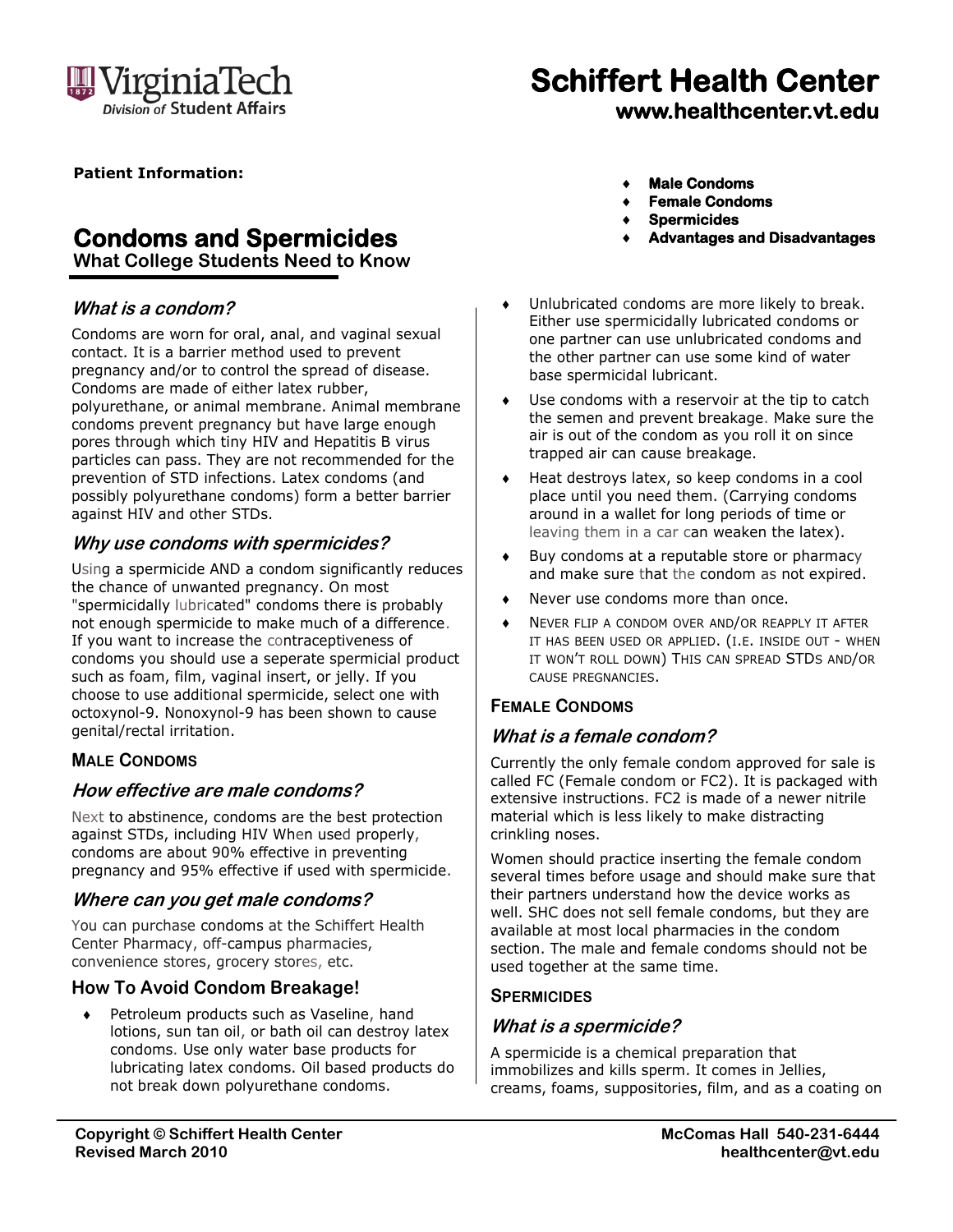**Schiffert Health Center**
**www.healthcenter.vt.edu**

**Patient Information:**

# Condoms and Spermicides

**What College Students Need to Know**

- **Male Condoms**
- **Female Condoms**
- **Spermicides**
- **Advantages and Disadvantages**

### *What is a condom?*

Condoms are worn for oral, anal, and vaginal sexual contact. It is a barrier method used to prevent pregnancy and/or to control the spread of disease. Condoms are made of either latex rubber, polyurethane, or animal membrane. Animal membrane condoms prevent pregnancy but have large enough pores through which tiny HIV and Hepatitis B virus particles can pass. They are not recommended for the prevention of STD infections. Latex condoms (and possibly polyurethane condoms) form a better barrier against HIV and other STDs.

### *Why use condoms with spermicides?*

Using a spermicide AND a condom significantly reduces the chance of unwanted pregnancy. On most "spermicidally lubricated" condoms there is probably not enough spermicide to make much of a difference. If you want to increase the contraceptiveness of condoms you should use a seperate spermicial product such as foam, film, vaginal insert, or jelly. If you choose to use additional spermicide, select one with octoxynol-9. Nonoxynol-9 has been shown to cause genital/rectal irritation.

## Male Condoms

### *How effective are male condoms?*

Next to abstinence, condoms are the best protection against STDs, including HIV When used properly, condoms are about 90% effective in preventing pregnancy and 95% effective if used with spermicide.

### *Where can you get male condoms?*

You can purchase condoms at the Schiffert Health Center Pharmacy, off-campus pharmacies, convenience stores, grocery stores, etc.

### How To Avoid Condom Breakage!

- Petroleum products such as Vaseline, hand lotions, sun tan oil, or bath oil can destroy latex condoms. Use only water base products for lubricating latex condoms. Oil based products do not break down polyurethane condoms.
- Unlubricated condoms are more likely to break. Either use spermicidally lubricated condoms or one partner can use unlubricated condoms and the other partner can use some kind of water base spermicidal lubricant.
- Use condoms with a reservoir at the tip to catch the semen and prevent breakage. Make sure the air is out of the condom as you roll it on since trapped air can cause breakage.
- Heat destroys latex, so keep condoms in a cool place until you need them. (Carrying condoms around in a wallet for long periods of time or leaving them in a car can weaken the latex).
- Buy condoms at a reputable store or pharmacy and make sure that the condom as not expired.
- Never use condoms more than once.
- NEVER FLIP A CONDOM OVER AND/OR REAPPLY IT AFTER IT HAS BEEN USED OR APPLIED. (I.E. INSIDE OUT - WHEN IT WON'T ROLL DOWN) THIS CAN SPREAD STDS AND/OR CAUSE PREGNANCIES.

## Female Condoms

### *What is a female condom?*

Currently the only female condom approved for sale is called FC (Female condom or FC2). It is packaged with extensive instructions. FC2 is made of a newer nitrile material which is less likely to make distracting crinkling noses.

Women should practice inserting the female condom several times before usage and should make sure that their partners understand how the device works as well. SHC does not sell female condoms, but they are available at most local pharmacies in the condom section. The male and female condoms should not be used together at the same time.

## Spermicides

### *What is a spermicide?*

A spermicide is a chemical preparation that immobilizes and kills sperm. It comes in Jellies, creams, foams, suppositories, film, and as a coating on

Copyright © Schiffert Health Center
Revised March 2010

McComas Hall 540-231-6444
healthcenter@vt.edu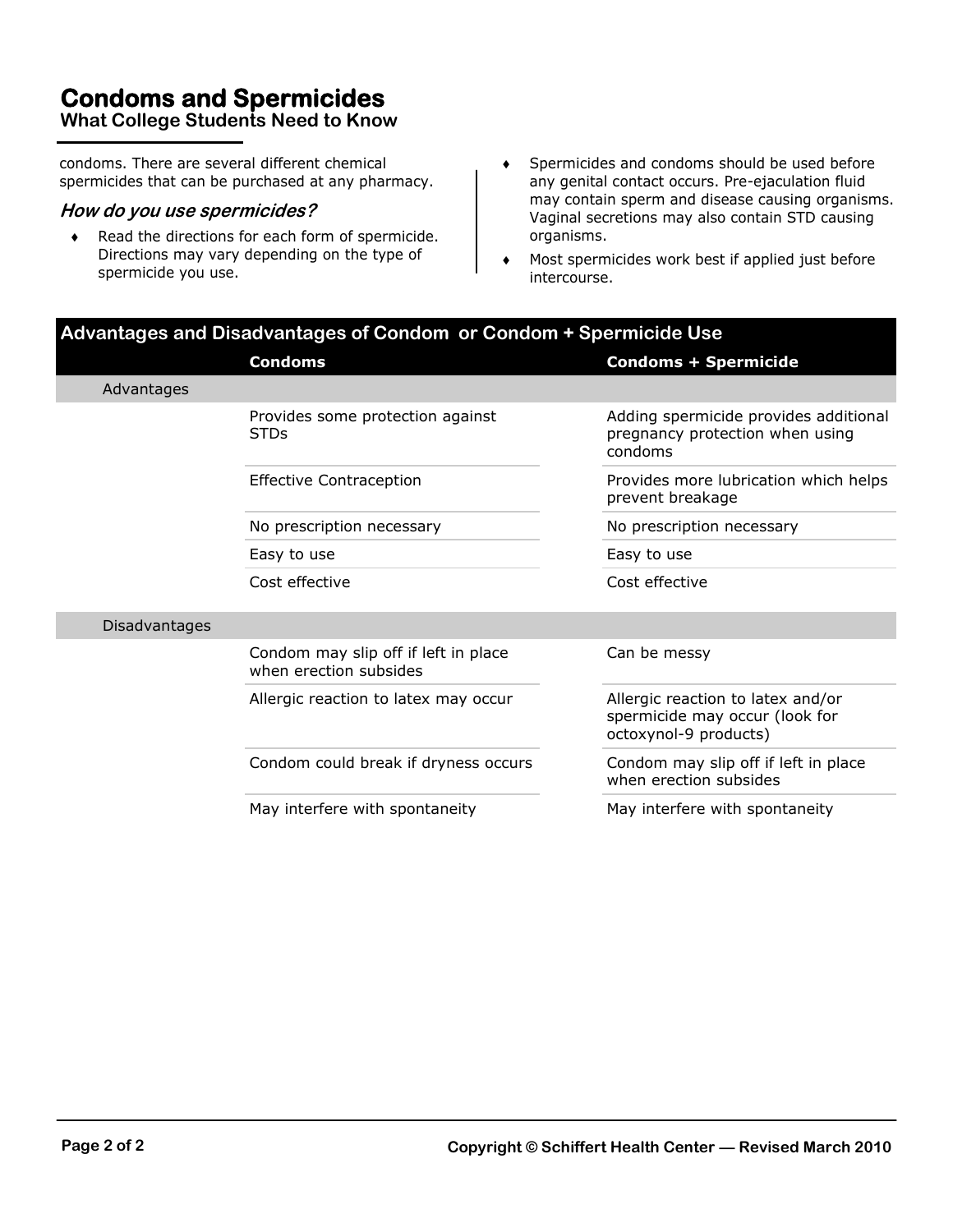condoms. There are several different chemical spermicides that can be purchased at any pharmacy.

### *How do you use spermicides?*

- Read the directions for each form of spermicide. Directions may vary depending on the type of spermicide you use.
- Spermicides and condoms should be used before any genital contact occurs. Pre-ejaculation fluid may contain sperm and disease causing organisms. Vaginal secretions may also contain STD causing organisms.
- Most spermicides work best if applied just before intercourse.

**Advantages and Disadvantages of Condom or Condom + Spermicide Use**

| | Condoms | Condoms + Spermicide |
|---|---|---|
| Advantages | | |
| | Provides some protection against STDs | Adding spermicide provides additional pregnancy protection when using condoms |
| | Effective Contraception | Provides more lubrication which helps prevent breakage |
| | No prescription necessary | No prescription necessary |
| | Easy to use | Easy to use |
| | Cost effective | Cost effective |
| Disadvantages | | |
| | Condom may slip off if left in place when erection subsides | Can be messy |
| | Allergic reaction to latex may occur | Allergic reaction to latex and/or spermicide may occur (look for octoxynol-9 products) |
| | Condom could break if dryness occurs | Condom may slip off if left in place when erection subsides |
| | May interfere with spontaneity | May interfere with spontaneity |

Copyright © Schiffert Health Center — Revised March 2010